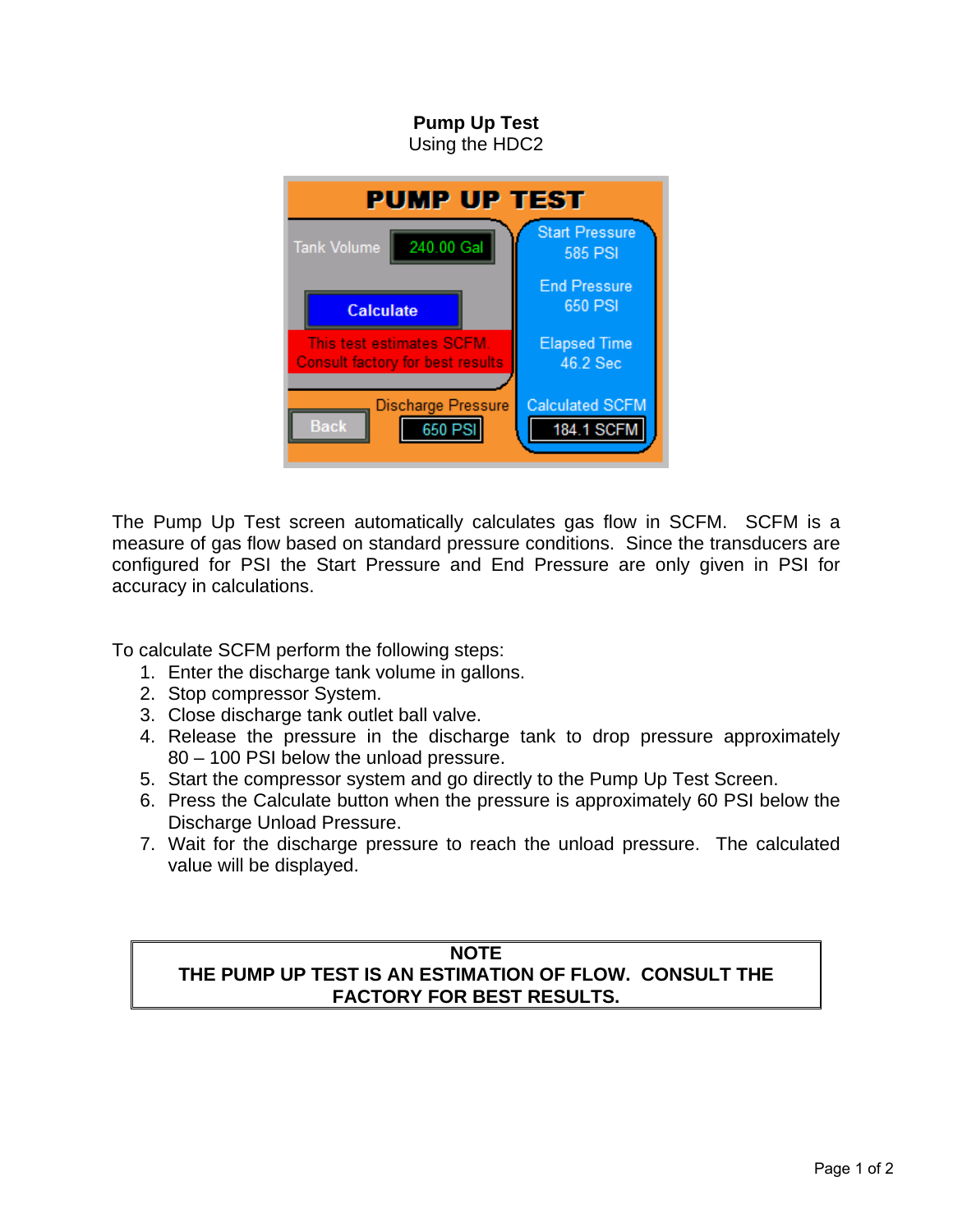**Pump Up Test**
Using the HDC2

The Pump Up Test screen automatically calculates gas flow in SCFM. SCFM is a measure of gas flow based on standard pressure conditions. Since the transducers are configured for PSI the Start Pressure and End Pressure are only given in PSI for accuracy in calculations.

To calculate SCFM perform the following steps:

1. Enter the discharge tank volume in gallons.
2. Stop compressor System.
3. Close discharge tank outlet ball valve.
4. Release the pressure in the discharge tank to drop pressure approximately 80 – 100 PSI below the unload pressure.
5. Start the compressor system and go directly to the Pump Up Test Screen.
6. Press the Calculate button when the pressure is approximately 60 PSI below the Discharge Unload Pressure.
7. Wait for the discharge pressure to reach the unload pressure. The calculated value will be displayed.

| **NOTE** |
| --- |
| **THE PUMP UP TEST IS AN ESTIMATION OF FLOW. CONSULT THE FACTORY FOR BEST RESULTS.** |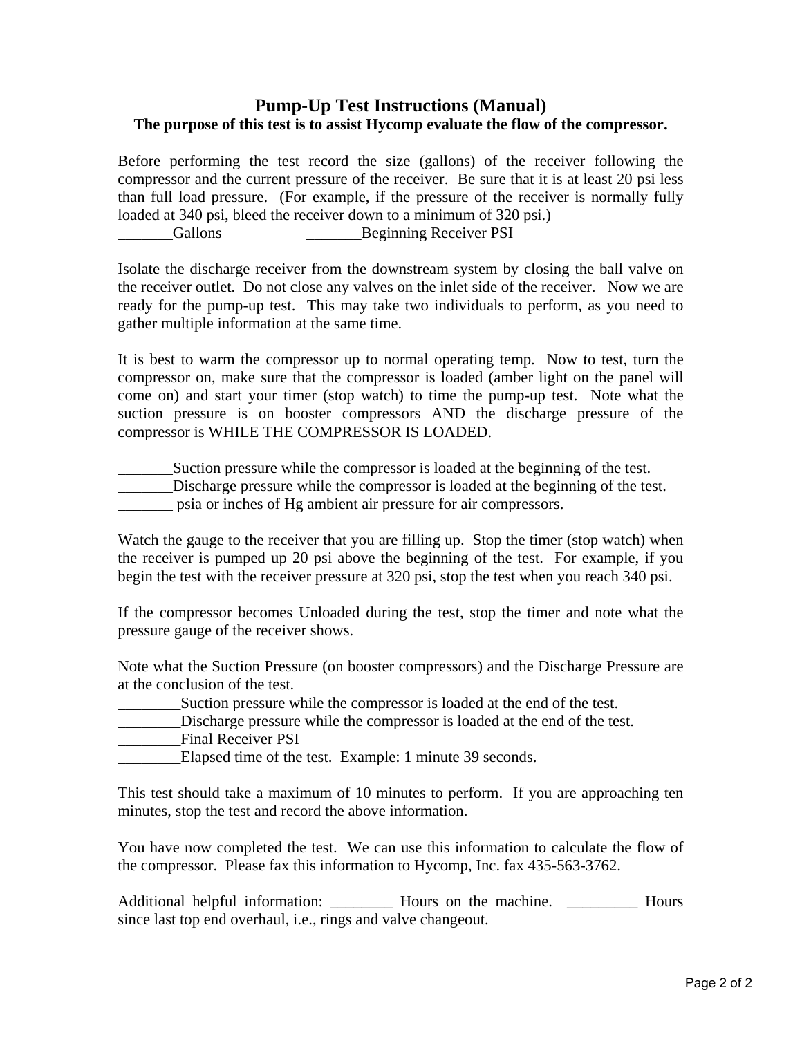# Pump-Up Test Instructions (Manual)

**The purpose of this test is to assist Hycomp evaluate the flow of the compressor.**

Before performing the test record the size (gallons) of the receiver following the compressor and the current pressure of the receiver. Be sure that it is at least 20 psi less than full load pressure. (For example, if the pressure of the receiver is normally fully loaded at 340 psi, bleed the receiver down to a minimum of 320 psi.)

_______Gallons                    _______Beginning Receiver PSI

Isolate the discharge receiver from the downstream system by closing the ball valve on the receiver outlet. Do not close any valves on the inlet side of the receiver. Now we are ready for the pump-up test. This may take two individuals to perform, as you need to gather multiple information at the same time.

It is best to warm the compressor up to normal operating temp. Now to test, turn the compressor on, make sure that the compressor is loaded (amber light on the panel will come on) and start your timer (stop watch) to time the pump-up test. Note what the suction pressure is on booster compressors AND the discharge pressure of the compressor is WHILE THE COMPRESSOR IS LOADED.

_______Suction pressure while the compressor is loaded at the beginning of the test.
_______Discharge pressure while the compressor is loaded at the beginning of the test.
_______ psia or inches of Hg ambient air pressure for air compressors.

Watch the gauge to the receiver that you are filling up. Stop the timer (stop watch) when the receiver is pumped up 20 psi above the beginning of the test. For example, if you begin the test with the receiver pressure at 320 psi, stop the test when you reach 340 psi.

If the compressor becomes Unloaded during the test, stop the timer and note what the pressure gauge of the receiver shows.

Note what the Suction Pressure (on booster compressors) and the Discharge Pressure are at the conclusion of the test.

________Suction pressure while the compressor is loaded at the end of the test.
________Discharge pressure while the compressor is loaded at the end of the test.
________Final Receiver PSI
________Elapsed time of the test. Example: 1 minute 39 seconds.

This test should take a maximum of 10 minutes to perform. If you are approaching ten minutes, stop the test and record the above information.

You have now completed the test. We can use this information to calculate the flow of the compressor. Please fax this information to Hycomp, Inc. fax 435-563-3762.

Additional helpful information: ________ Hours on the machine. _________ Hours since last top end overhaul, i.e., rings and valve changeout.